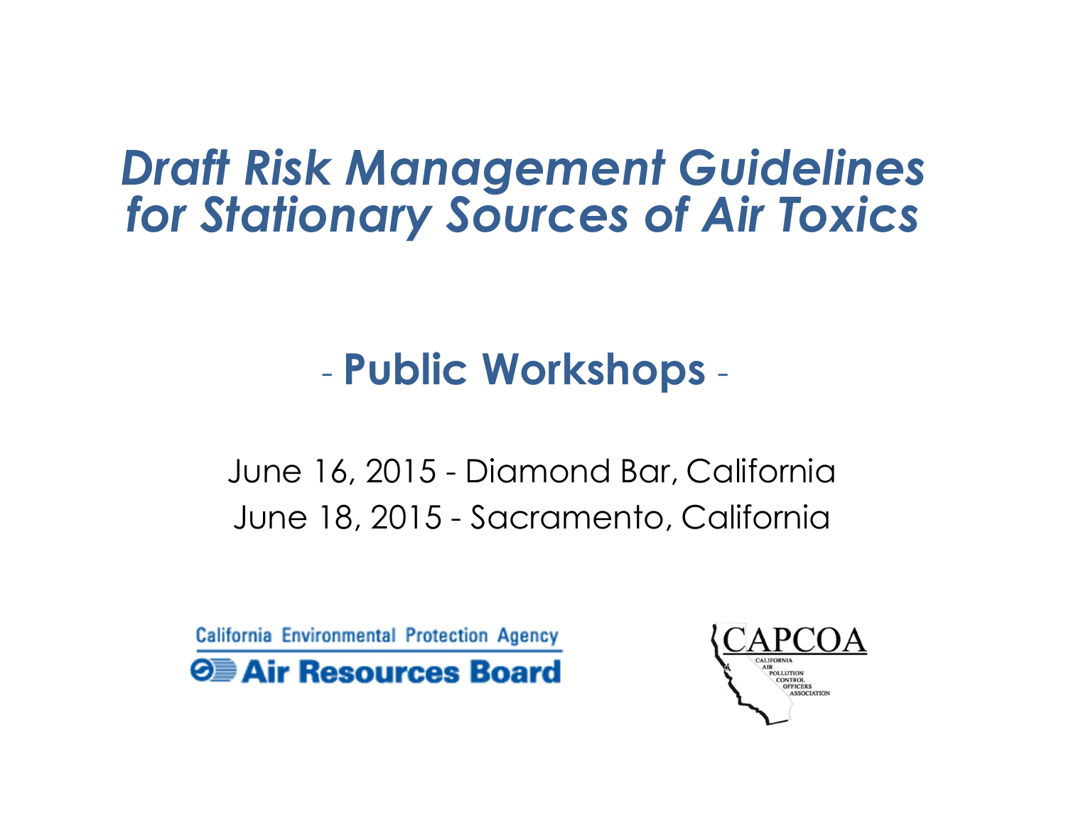# *Draft Risk Management Guidelines for Stationary Sources of Air Toxics*

## - Public Workshops -

June 16, 2015 - Diamond Bar, California
June 18, 2015 - Sacramento, California

California Environmental Protection Agency
Air Resources Board

CAPCOA
CALIFORNIA AIR POLLUTION CONTROL OFFICERS ASSOCIATION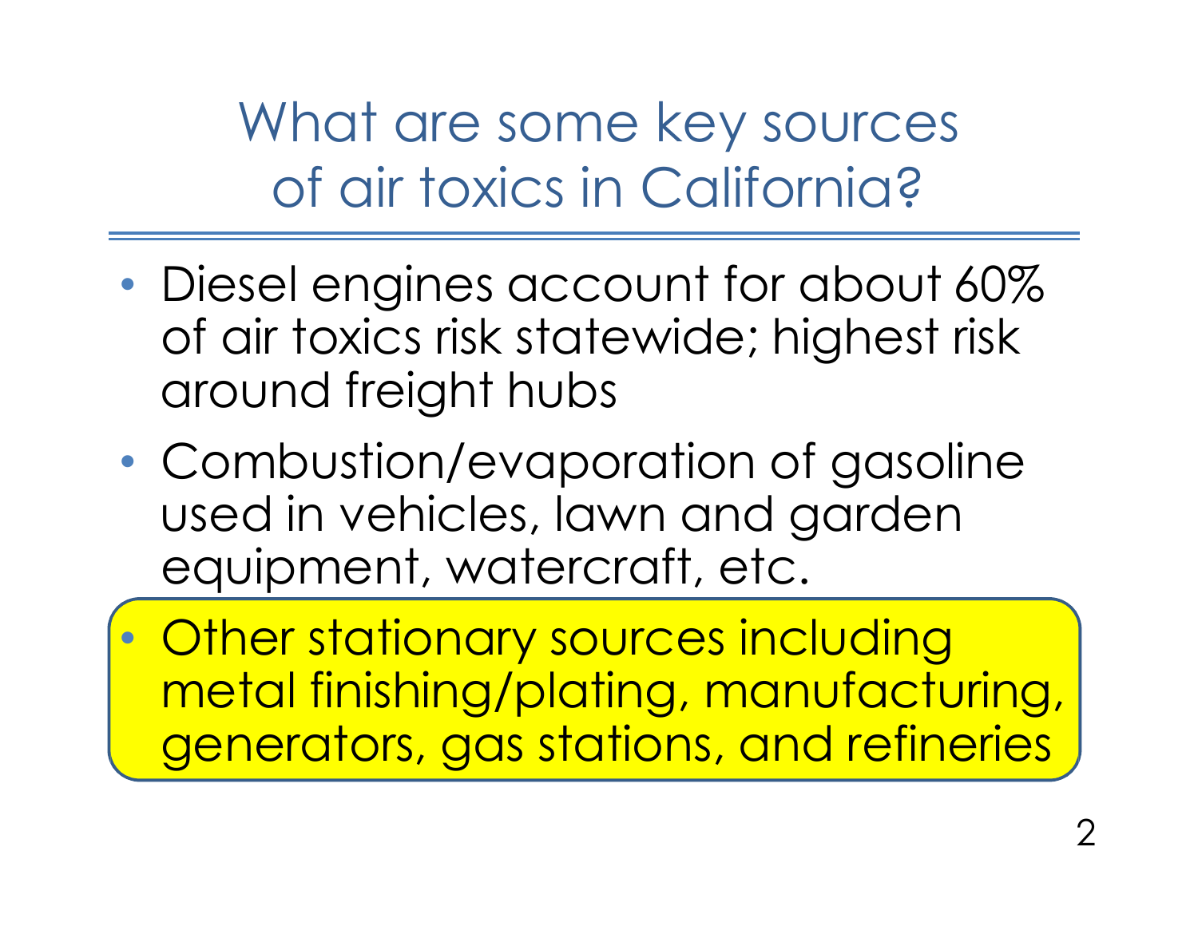# What are some key sources of air toxics in California?

- Diesel engines account for about 60% of air toxics risk statewide; highest risk around freight hubs
- Combustion/evaporation of gasoline used in vehicles, lawn and garden equipment, watercraft, etc.
- Other stationary sources including metal finishing/plating, manufacturing, generators, gas stations, and refineries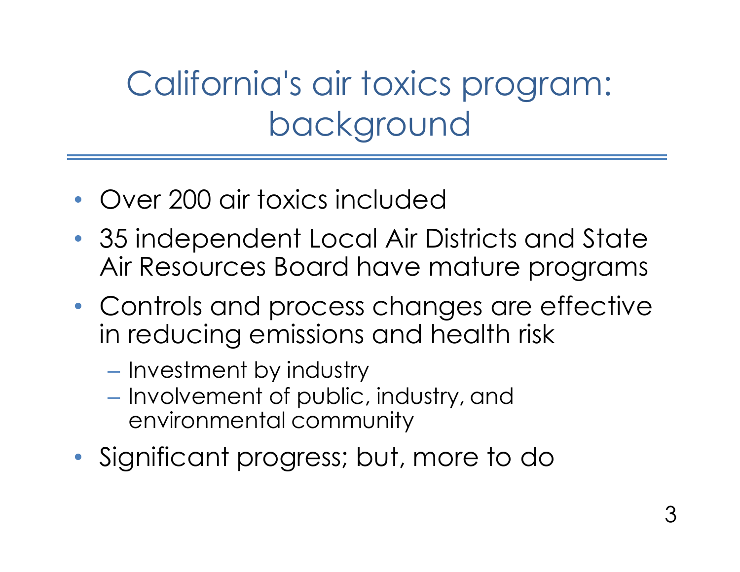# California's air toxics program: background

- Over 200 air toxics included
- 35 independent Local Air Districts and State Air Resources Board have mature programs
- Controls and process changes are effective in reducing emissions and health risk
  - Investment by industry
  - Involvement of public, industry, and environmental community
- Significant progress; but, more to do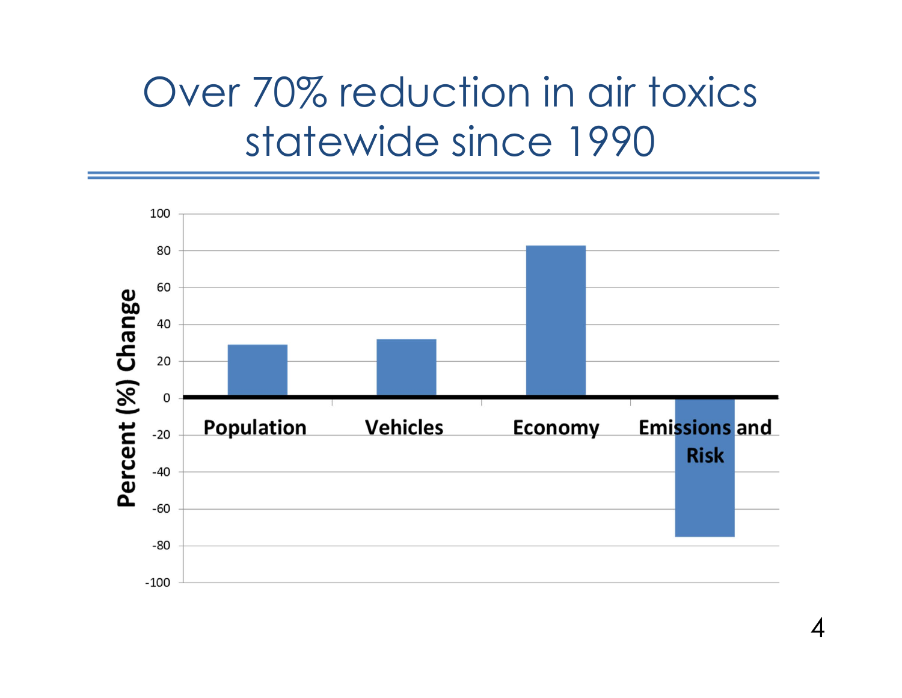# Over 70% reduction in air toxics statewide since 1990

| | Population | Vehicles | Economy | Emissions and Risk |
|---|---|---|---|---|
| Percent (%) Change | ~29 | ~32 | ~83 | ~-75 |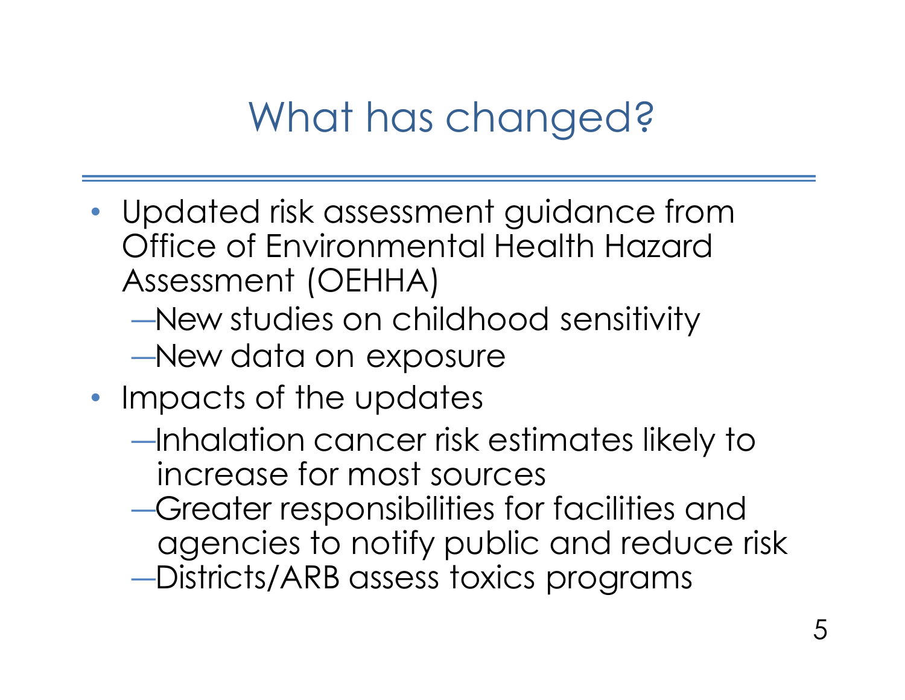# What has changed?

- Updated risk assessment guidance from Office of Environmental Health Hazard Assessment (OEHHA)
  - New studies on childhood sensitivity
  - New data on exposure
- Impacts of the updates
  - Inhalation cancer risk estimates likely to increase for most sources
  - Greater responsibilities for facilities and agencies to notify public and reduce risk
  - Districts/ARB assess toxics programs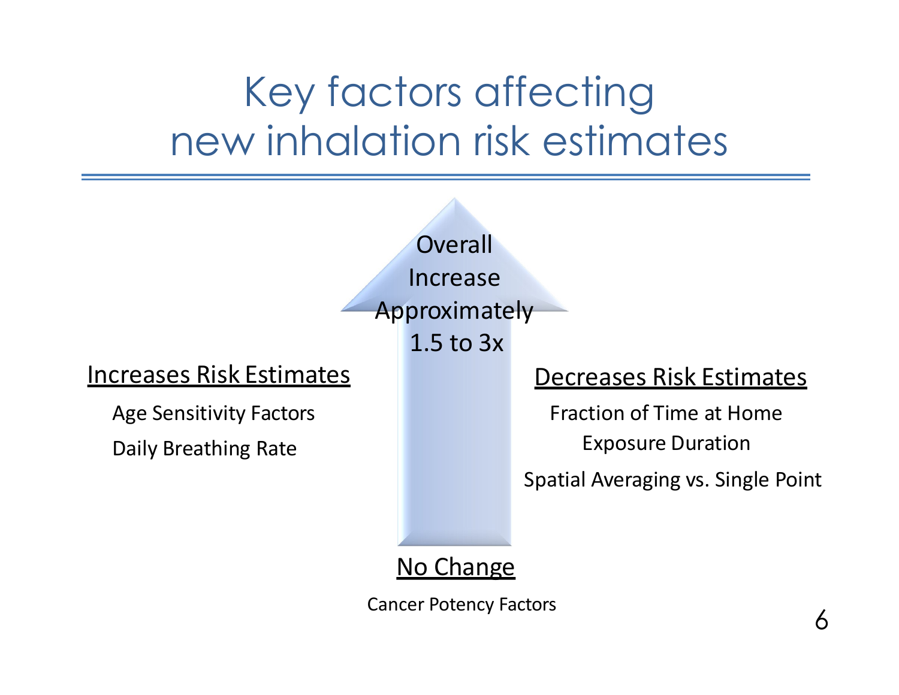# Key factors affecting new inhalation risk estimates

**Overall Increase Approximately 1.5 to 3x**

**Increases Risk Estimates**

- Age Sensitivity Factors
- Daily Breathing Rate

**Decreases Risk Estimates**

- Fraction of Time at Home
- Exposure Duration
- Spatial Averaging vs. Single Point

**No Change**

- Cancer Potency Factors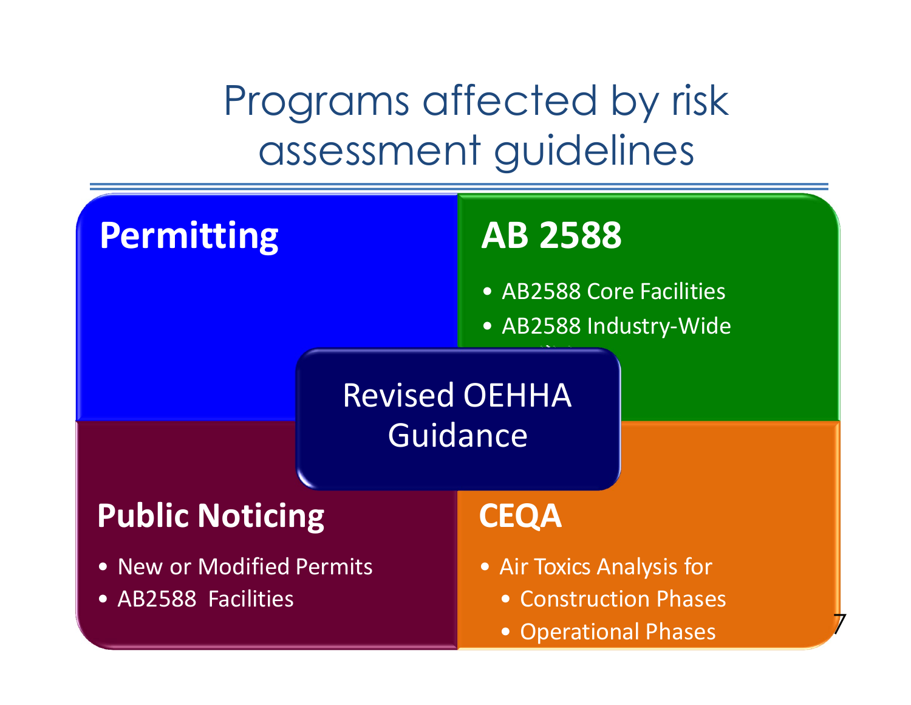# Programs affected by risk assessment guidelines

## Permitting

## AB 2588

- AB2588 Core Facilities
- AB2588 Industry-Wide Facilities

## Revised OEHHA Guidance

## Public Noticing

- New or Modified Permits
- AB2588 Facilities

## CEQA

- Air Toxics Analysis for
  - Construction Phases
  - Operational Phases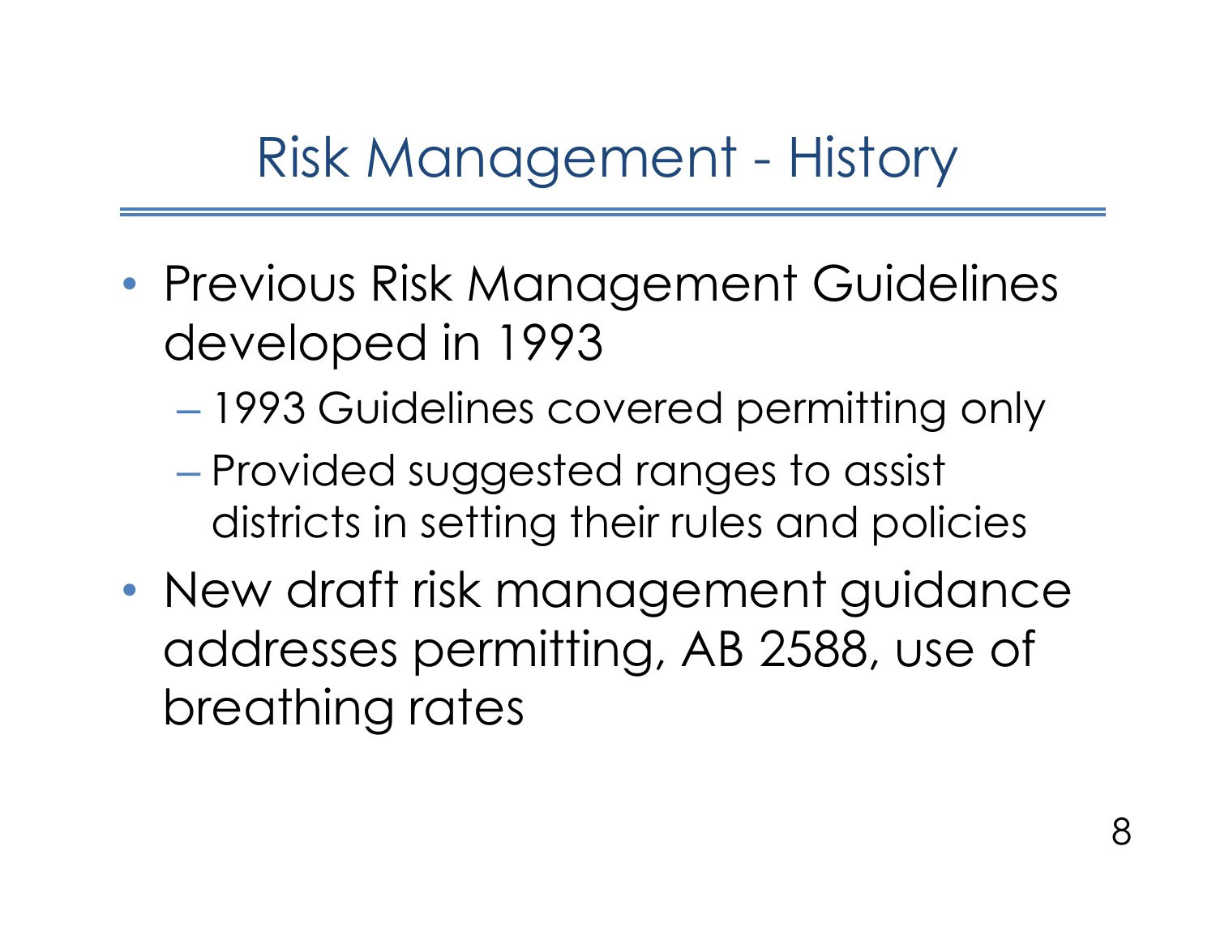# Risk Management - History

- Previous Risk Management Guidelines developed in 1993
  - 1993 Guidelines covered permitting only
  - Provided suggested ranges to assist districts in setting their rules and policies
- New draft risk management guidance addresses permitting, AB 2588, use of breathing rates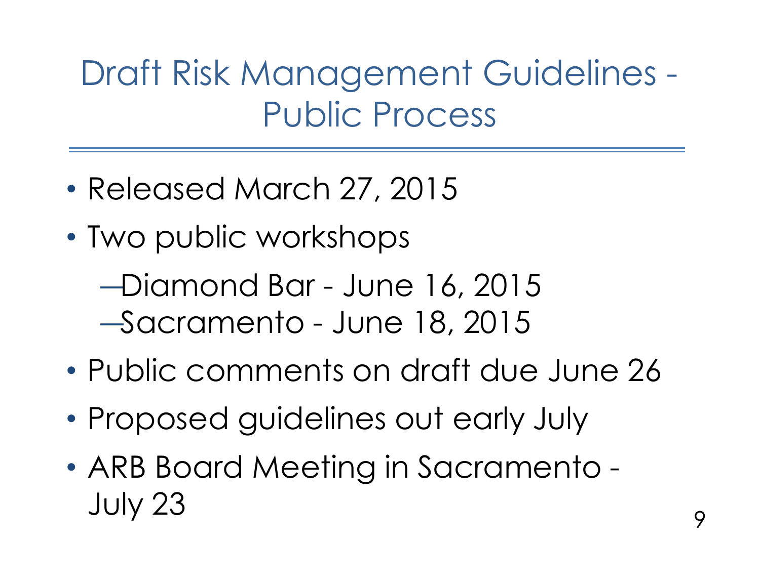# Draft Risk Management Guidelines - Public Process

- Released March 27, 2015
- Two public workshops
  - Diamond Bar - June 16, 2015
  - Sacramento - June 18, 2015
- Public comments on draft due June 26
- Proposed guidelines out early July
- ARB Board Meeting in Sacramento - July 23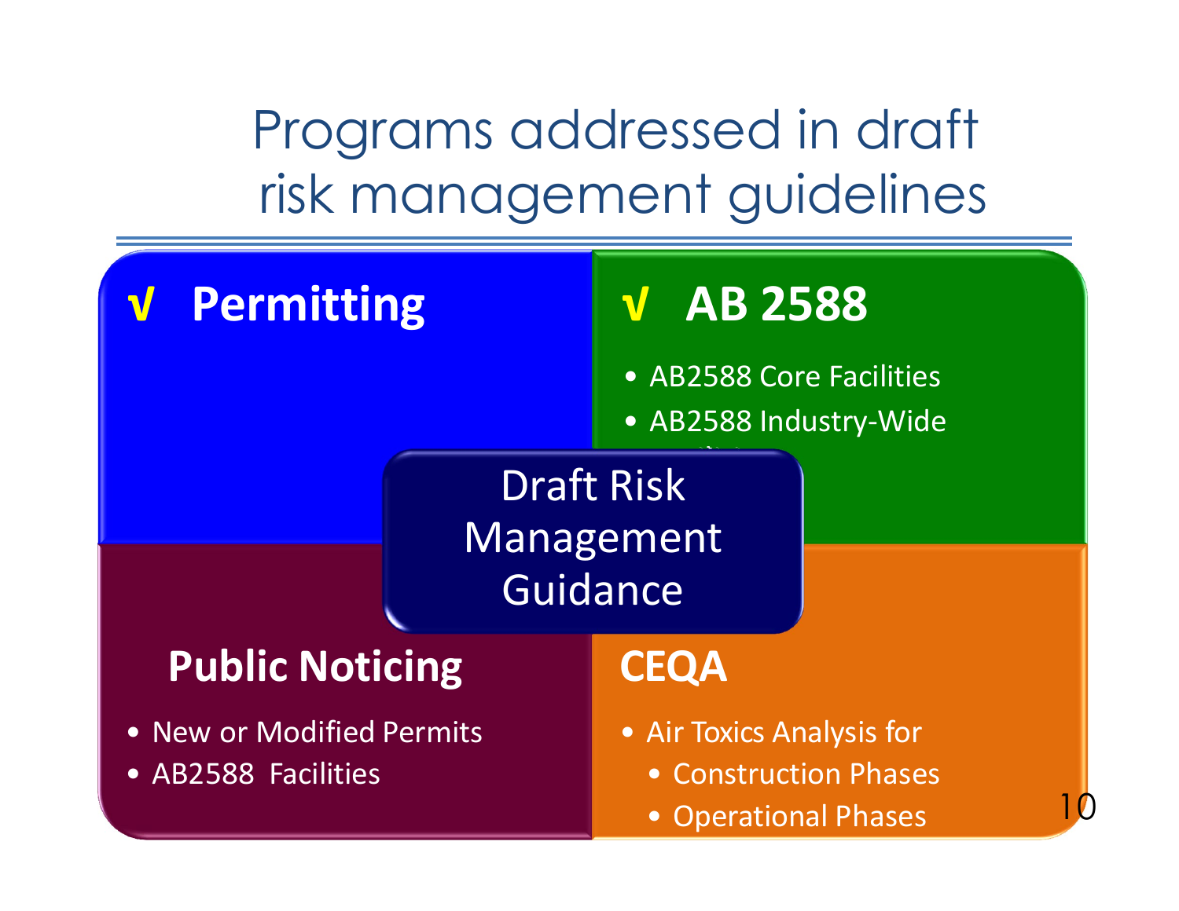# Programs addressed in draft risk management guidelines

## √ Permitting

## √ AB 2588

- AB2588 Core Facilities
- AB2588 Industry-Wide Facilities

**Draft Risk Management Guidance**

## Public Noticing

- New or Modified Permits
- AB2588 Facilities

## CEQA

- Air Toxics Analysis for
  - Construction Phases
  - Operational Phases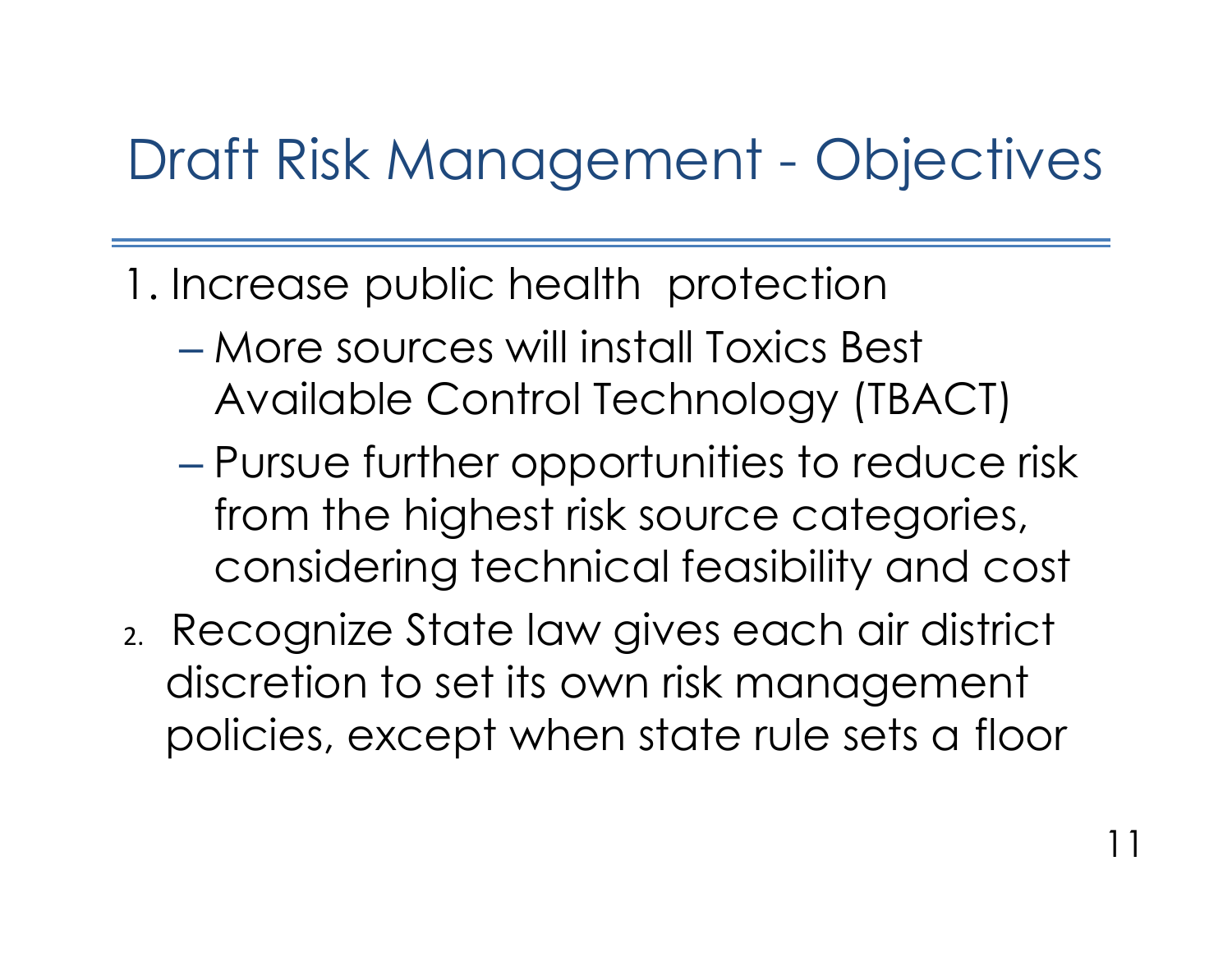# Draft Risk Management - Objectives

1. Increase public health protection
   - More sources will install Toxics Best Available Control Technology (TBACT)
   - Pursue further opportunities to reduce risk from the highest risk source categories, considering technical feasibility and cost
2. Recognize State law gives each air district discretion to set its own risk management policies, except when state rule sets a floor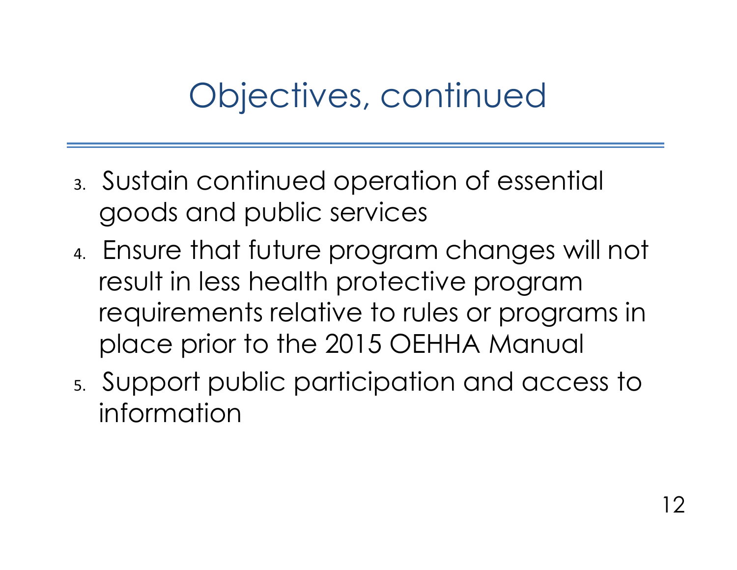# Objectives, continued

3. Sustain continued operation of essential goods and public services
4. Ensure that future program changes will not result in less health protective program requirements relative to rules or programs in place prior to the 2015 OEHHA Manual
5. Support public participation and access to information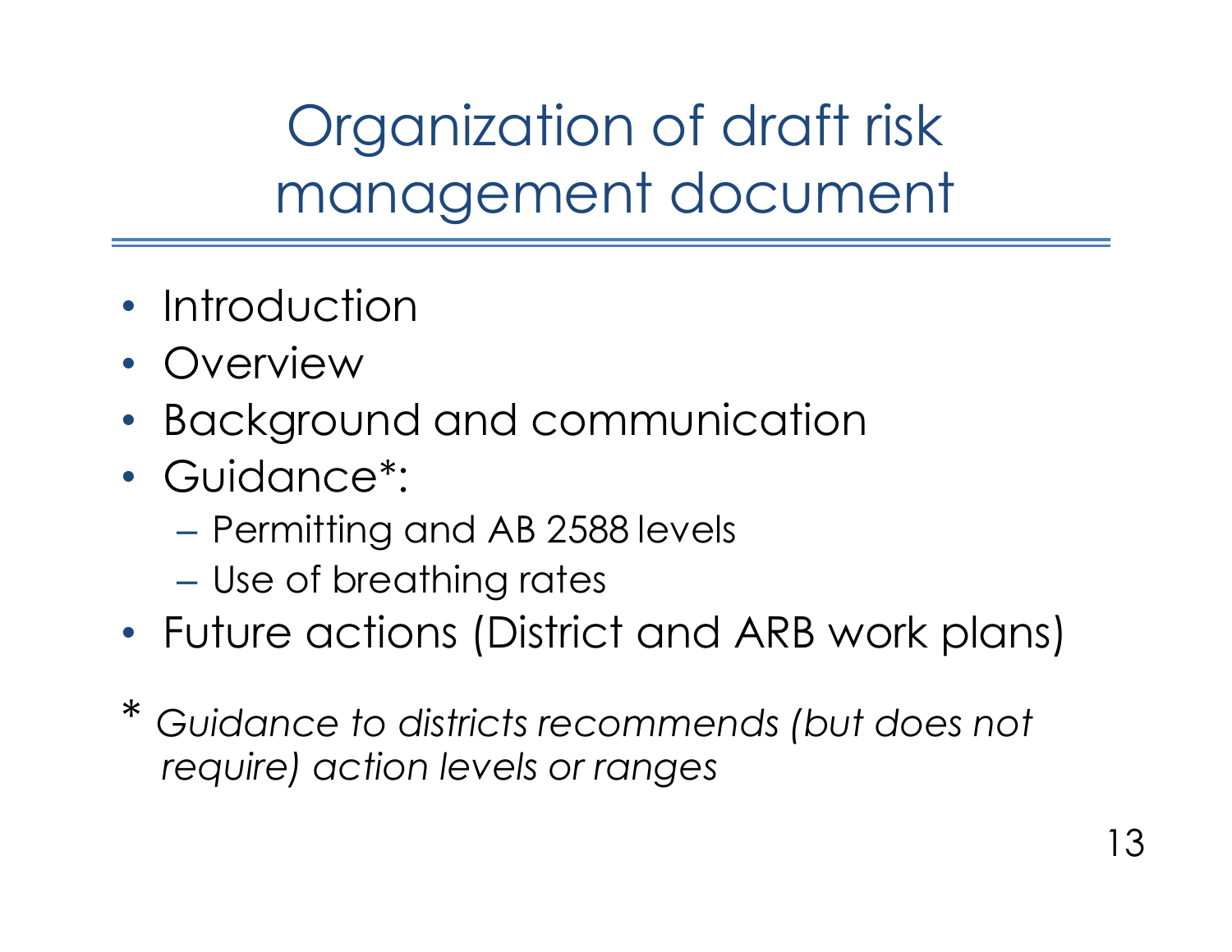# Organization of draft risk management document

- Introduction
- Overview
- Background and communication
- Guidance*:
  - Permitting and AB 2588 levels
  - Use of breathing rates
- Future actions (District and ARB work plans)

\* *Guidance to districts recommends (but does not require) action levels or ranges*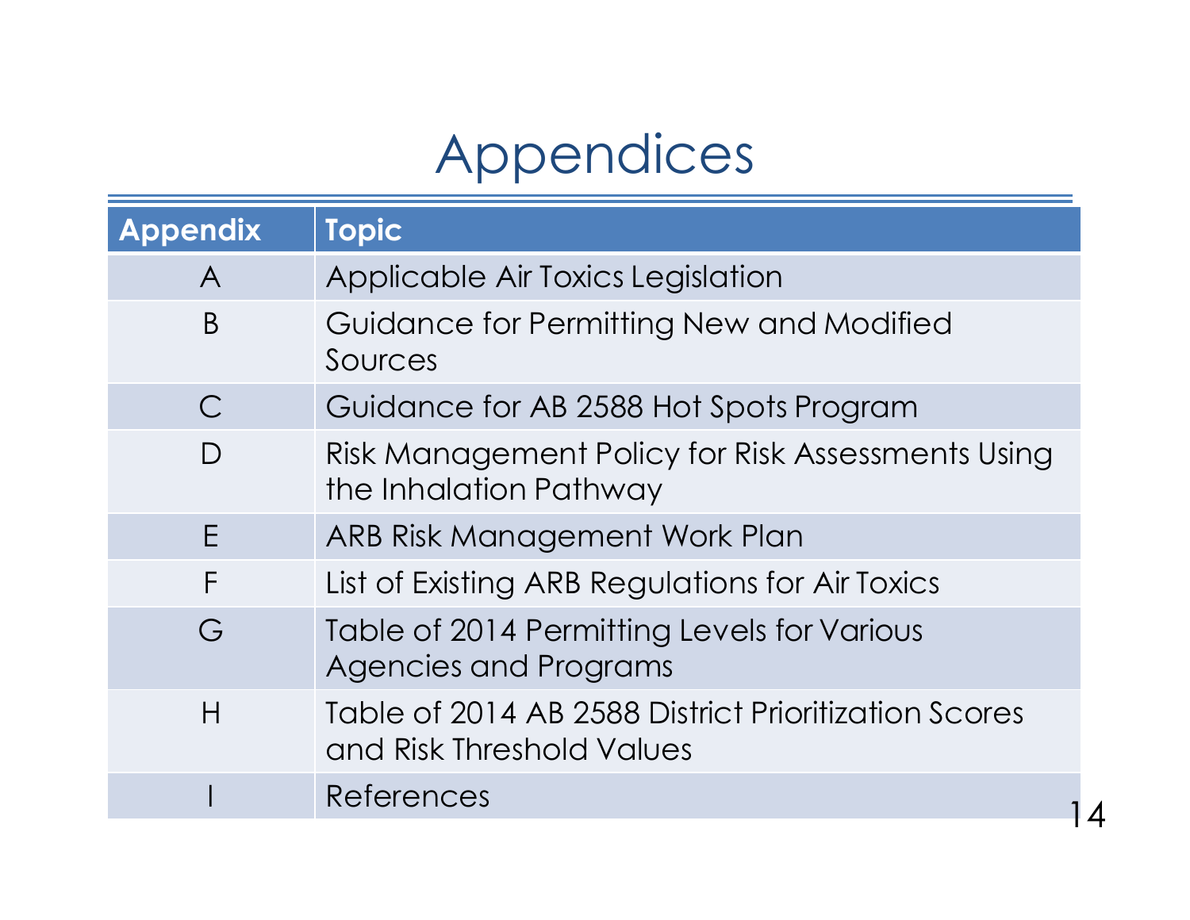# Appendices

| Appendix | Topic |
|---|---|
| A | Applicable Air Toxics Legislation |
| B | Guidance for Permitting New and Modified Sources |
| C | Guidance for AB 2588 Hot Spots Program |
| D | Risk Management Policy for Risk Assessments Using the Inhalation Pathway |
| E | ARB Risk Management Work Plan |
| F | List of Existing ARB Regulations for Air Toxics |
| G | Table of 2014 Permitting Levels for Various Agencies and Programs |
| H | Table of 2014 AB 2588 District Prioritization Scores and Risk Threshold Values |
| I | References |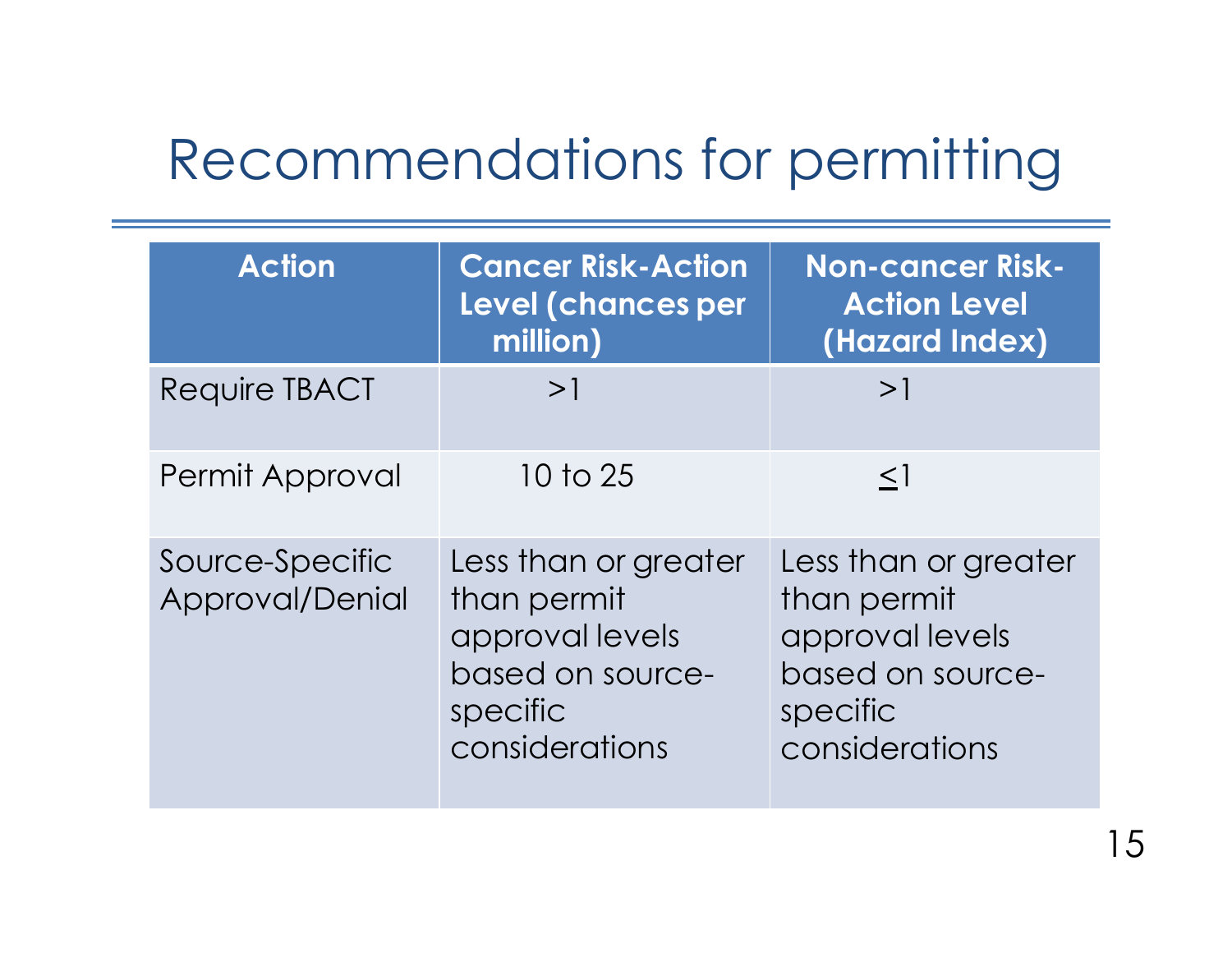# Recommendations for permitting

| Action | Cancer Risk-Action Level (chances per million) | Non-cancer Risk-Action Level (Hazard Index) |
|---|---|---|
| Require TBACT | >1 | >1 |
| Permit Approval | 10 to 25 | ≤1 |
| Source-Specific Approval/Denial | Less than or greater than permit approval levels based on source-specific considerations | Less than or greater than permit approval levels based on source-specific considerations |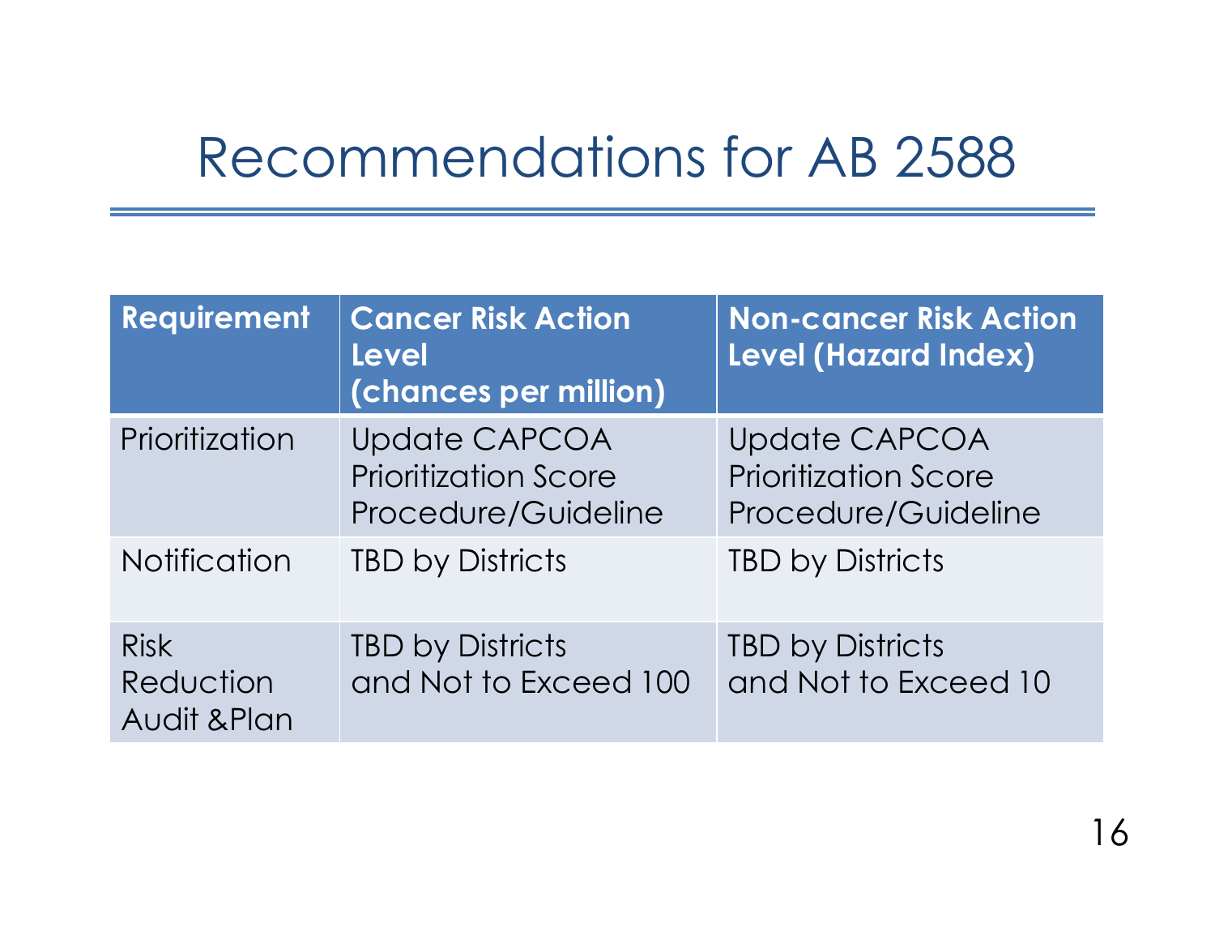# Recommendations for AB 2588

| Requirement | Cancer Risk Action Level (chances per million) | Non-cancer Risk Action Level (Hazard Index) |
| --- | --- | --- |
| Prioritization | Update CAPCOA Prioritization Score Procedure/Guideline | Update CAPCOA Prioritization Score Procedure/Guideline |
| Notification | TBD by Districts | TBD by Districts |
| Risk Reduction Audit &Plan | TBD by Districts and Not to Exceed 100 | TBD by Districts and Not to Exceed 10 |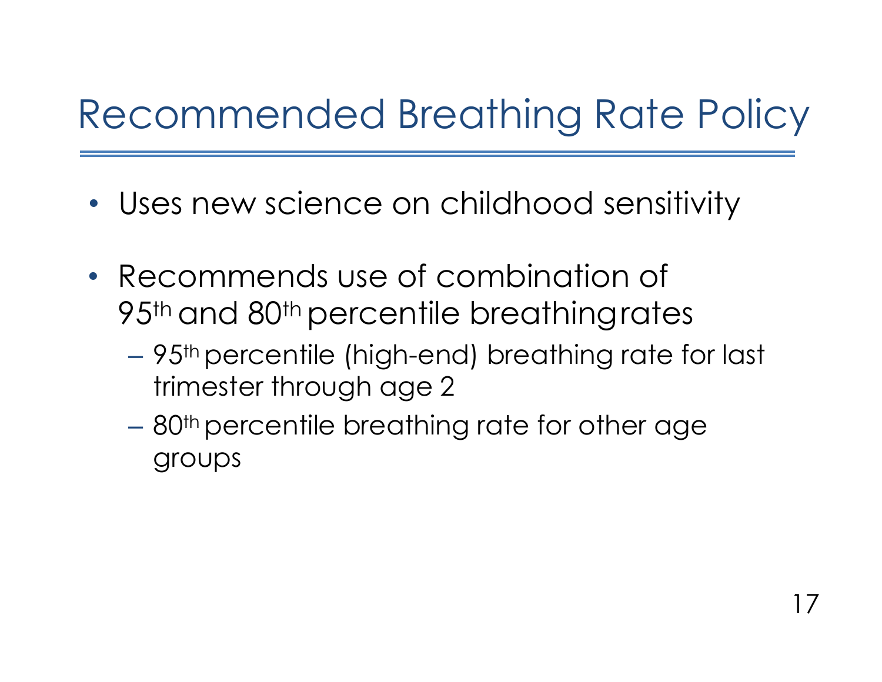# Recommended Breathing Rate Policy

- Uses new science on childhood sensitivity
- Recommends use of combination of 95th and 80th percentile breathing rates
  - 95th percentile (high-end) breathing rate for last trimester through age 2
  - 80th percentile breathing rate for other age groups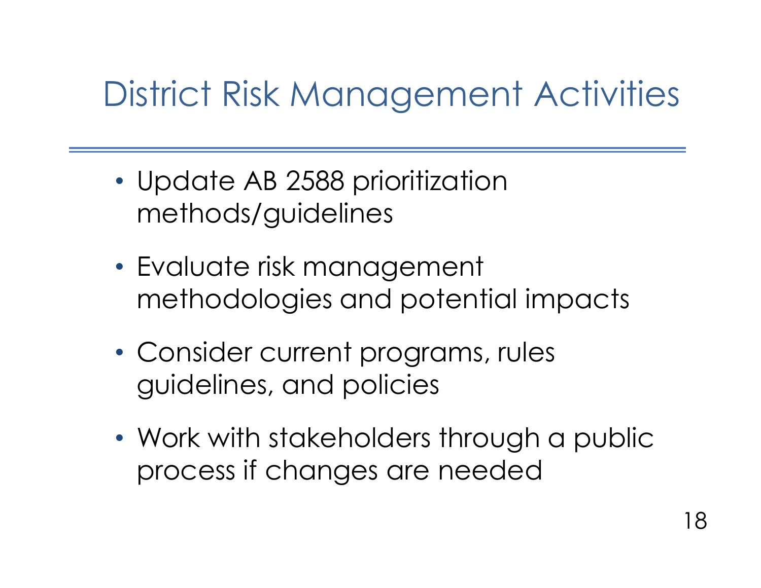# District Risk Management Activities

- Update AB 2588 prioritization methods/guidelines
- Evaluate risk management methodologies and potential impacts
- Consider current programs, rules guidelines, and policies
- Work with stakeholders through a public process if changes are needed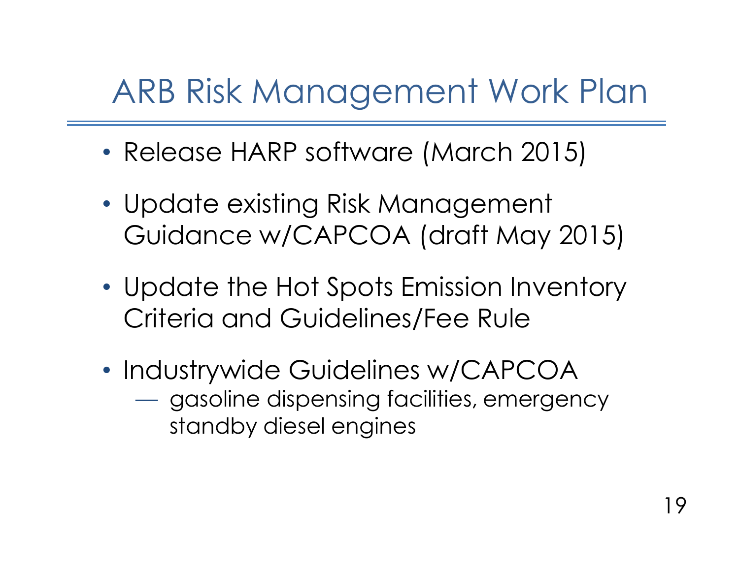# ARB Risk Management Work Plan

- Release HARP software (March 2015)
- Update existing Risk Management Guidance w/CAPCOA (draft May 2015)
- Update the Hot Spots Emission Inventory Criteria and Guidelines/Fee Rule
- Industrywide Guidelines w/CAPCOA
  - gasoline dispensing facilities, emergency standby diesel engines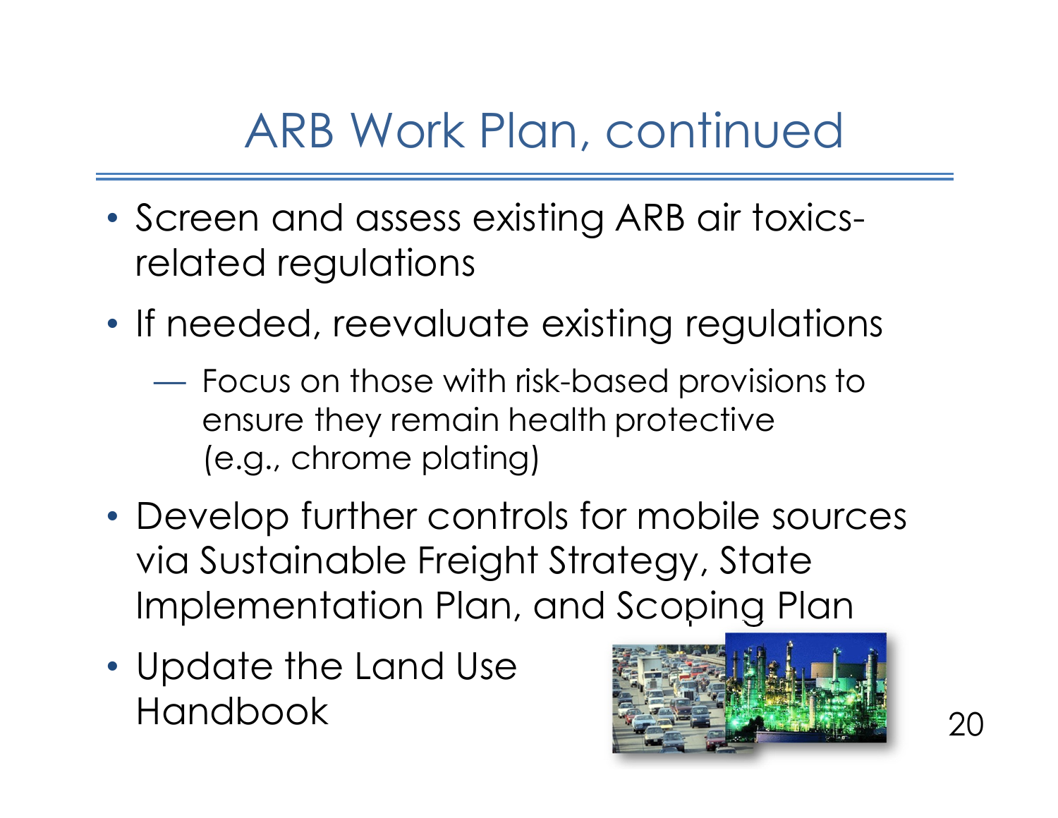# ARB Work Plan, continued

- Screen and assess existing ARB air toxics-related regulations
- If needed, reevaluate existing regulations
  - Focus on those with risk-based provisions to ensure they remain health protective (e.g., chrome plating)
- Develop further controls for mobile sources via Sustainable Freight Strategy, State Implementation Plan, and Scoping Plan
- Update the Land Use Handbook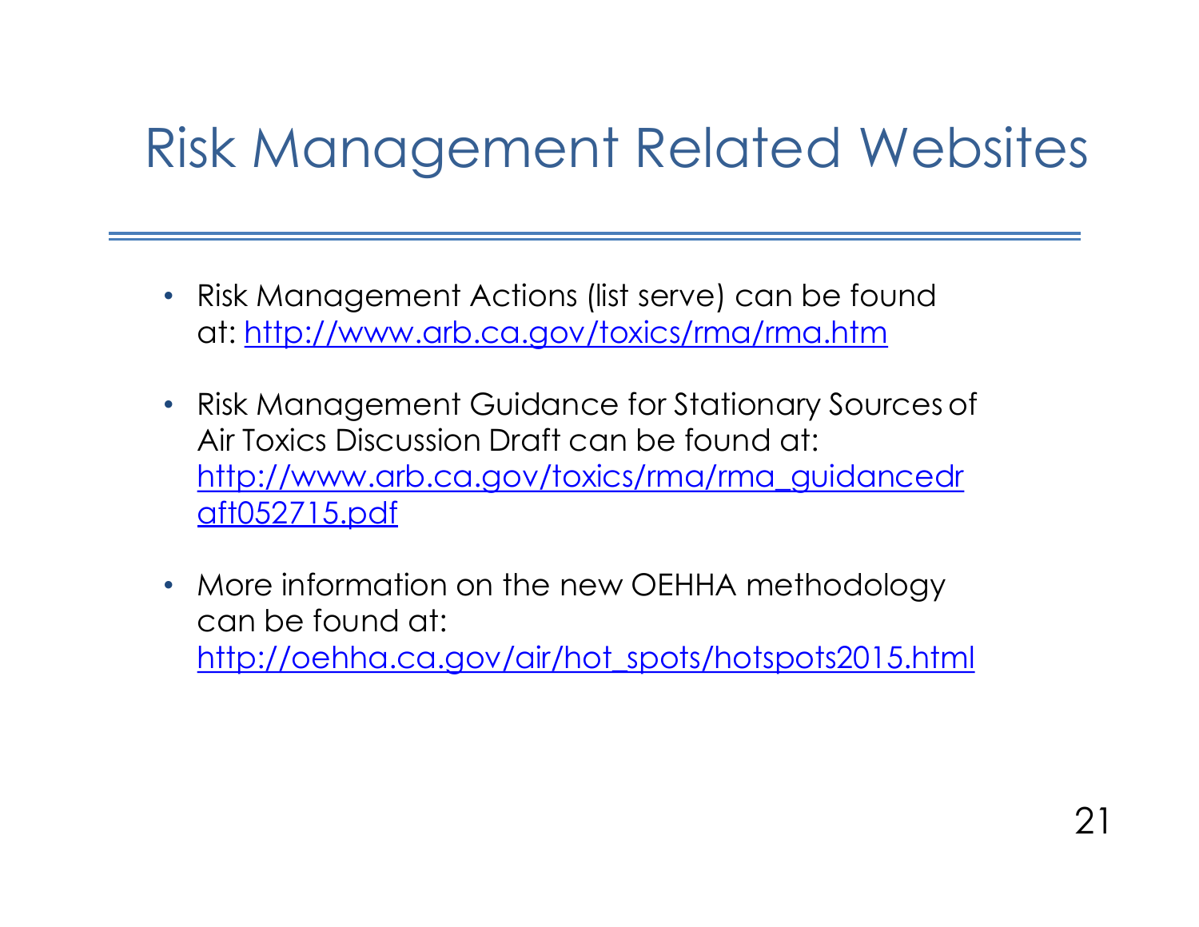# Risk Management Related Websites

- Risk Management Actions (list serve) can be found at: http://www.arb.ca.gov/toxics/rma/rma.htm
- Risk Management Guidance for Stationary Sources of Air Toxics Discussion Draft can be found at: http://www.arb.ca.gov/toxics/rma/rma_guidancedraft052715.pdf
- More information on the new OEHHA methodology can be found at: http://oehha.ca.gov/air/hot_spots/hotspots2015.html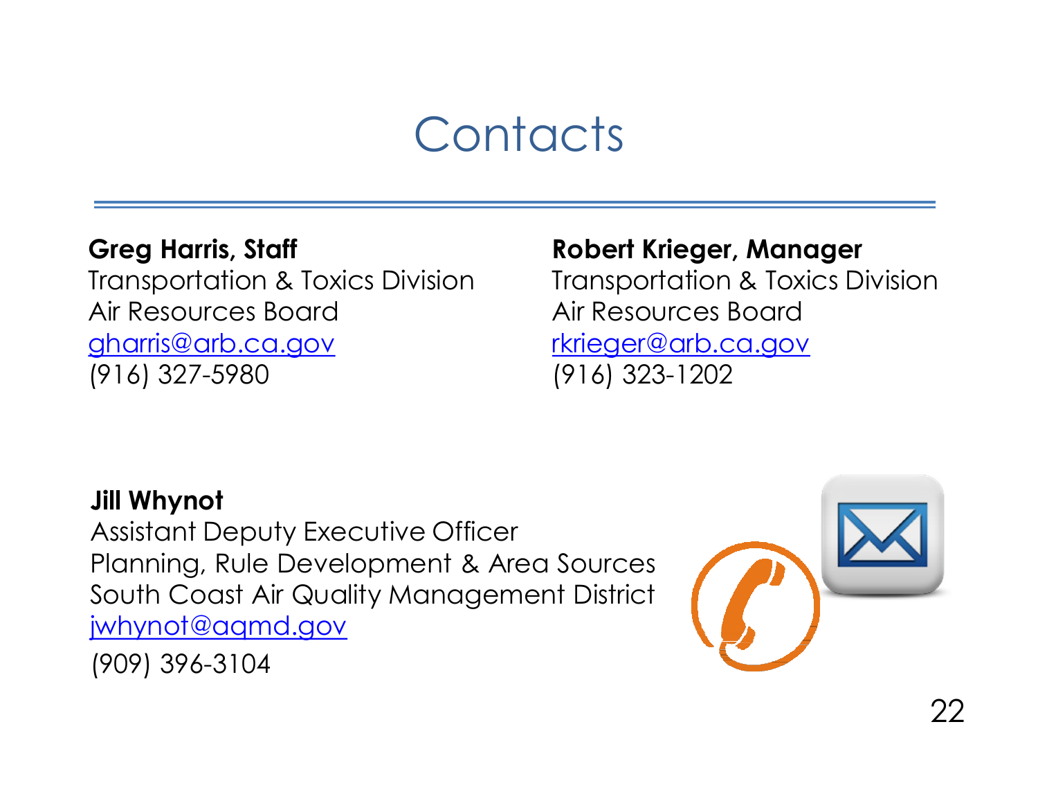# Contacts

**Greg Harris, Staff**
Transportation & Toxics Division
Air Resources Board
gharris@arb.ca.gov
(916) 327-5980

**Robert Krieger, Manager**
Transportation & Toxics Division
Air Resources Board
rkrieger@arb.ca.gov
(916) 323-1202

**Jill Whynot**
Assistant Deputy Executive Officer
Planning, Rule Development & Area Sources
South Coast Air Quality Management District
jwhynot@aqmd.gov
(909) 396-3104